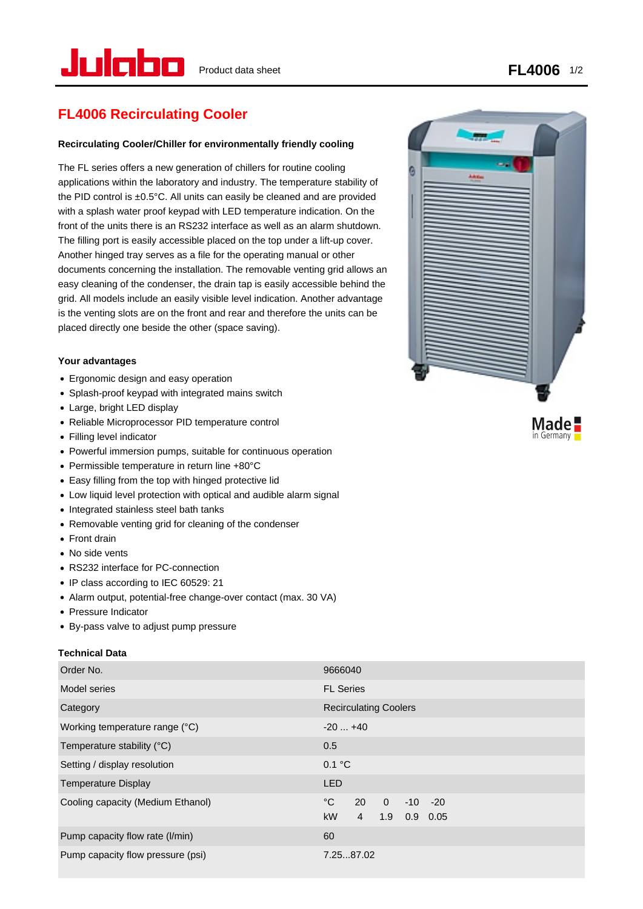# FL4006 Recirculating Cooler

**Recirculating Cooler/Chiller for environmentally friendly cooling**

The FL series offers a new generation of chillers for routine cooling applications within the laboratory and industry. The temperature stability of the PID control is ±0.5°C. All units can easily be cleaned and are provided with a splash water proof keypad with LED temperature indication. On the front of the units there is an RS232 interface as well as an alarm shutdown. The filling port is easily accessible placed on the top under a lift-up cover. Another hinged tray serves as a file for the operating manual or other documents concerning the installation. The removable venting grid allows an easy cleaning of the condenser, the drain tap is easily accessible behind the grid. All models include an easily visible level indication. Another advantage is the venting slots are on the front and rear and therefore the units can be placed directly one beside the other (space saving).

**Your advantages**

- Ergonomic design and easy operation
- Splash-proof keypad with integrated mains switch
- Large, bright LED display
- Reliable Microprocessor PID temperature control
- Filling level indicator
- Powerful immersion pumps, suitable for continuous operation
- Permissible temperature in return line +80°C
- Easy filling from the top with hinged protective lid
- Low liquid level protection with optical and audible alarm signal
- Integrated stainless steel bath tanks
- Removable venting grid for cleaning of the condenser
- Front drain
- No side vents
- RS232 interface for PC-connection
- IP class according to IEC 60529: 21
- Alarm output, potential-free change-over contact (max. 30 VA)
- Pressure Indicator
- By-pass valve to adjust pump pressure

**Technical Data**

| | |
|---|---|
| Order No. | 9666040 |
| Model series | FL Series |
| Category | Recirculating Coolers |
| Working temperature range (°C) | -20 ... +40 |
| Temperature stability (°C) | 0.5 |
| Setting / display resolution | 0.1 °C |
| Temperature Display | LED |
| Cooling capacity (Medium Ethanol) | °C 20 0 -10 -20<br>kW 4 1.9 0.9 0.05 |
| Pump capacity flow rate (l/min) | 60 |
| Pump capacity flow pressure (psi) | 7.25...87.02 |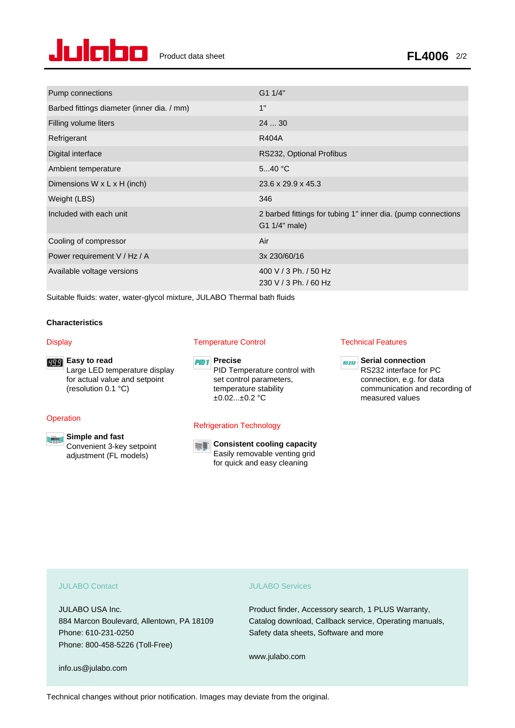| | |
|---|---|
| Pump connections | G1 1/4" |
| Barbed fittings diameter (inner dia. / mm) | 1" |
| Filling volume liters | 24 ... 30 |
| Refrigerant | R404A |
| Digital interface | RS232, Optional Profibus |
| Ambient temperature | 5...40 °C |
| Dimensions W x L x H (inch) | 23.6 x 29.9 x 45.3 |
| Weight (LBS) | 346 |
| Included with each unit | 2 barbed fittings for tubing 1" inner dia. (pump connections G1 1/4" male) |
| Cooling of compressor | Air |
| Power requirement V / Hz / A | 3x 230/60/16 |
| Available voltage versions | 400 V / 3 Ph. / 50 Hz<br>230 V / 3 Ph. / 60 Hz |

Suitable fluids: water, water-glycol mixture, JULABO Thermal bath fluids

## Characteristics

### Display

**Easy to read**
Large LED temperature display for actual value and setpoint (resolution 0.1 °C)

### Operation

**Simple and fast**
Convenient 3-key setpoint adjustment (FL models)

### Temperature Control

**Precise**
PID Temperature control with set control parameters, temperature stability ±0.02...±0.2 °C

### Refrigeration Technology

**Consistent cooling capacity**
Easily removable venting grid for quick and easy cleaning

### Technical Features

**Serial connection**
RS232 interface for PC connection, e.g. for data communication and recording of measured values

### JULABO Contact

JULABO USA Inc.
884 Marcon Boulevard, Allentown, PA 18109
Phone: 610-231-0250
Phone: 800-458-5226 (Toll-Free)

info.us@julabo.com

### JULABO Services

Product finder, Accessory search, 1 PLUS Warranty, Catalog download, Callback service, Operating manuals, Safety data sheets, Software and more

www.julabo.com

Technical changes without prior notification. Images may deviate from the original.